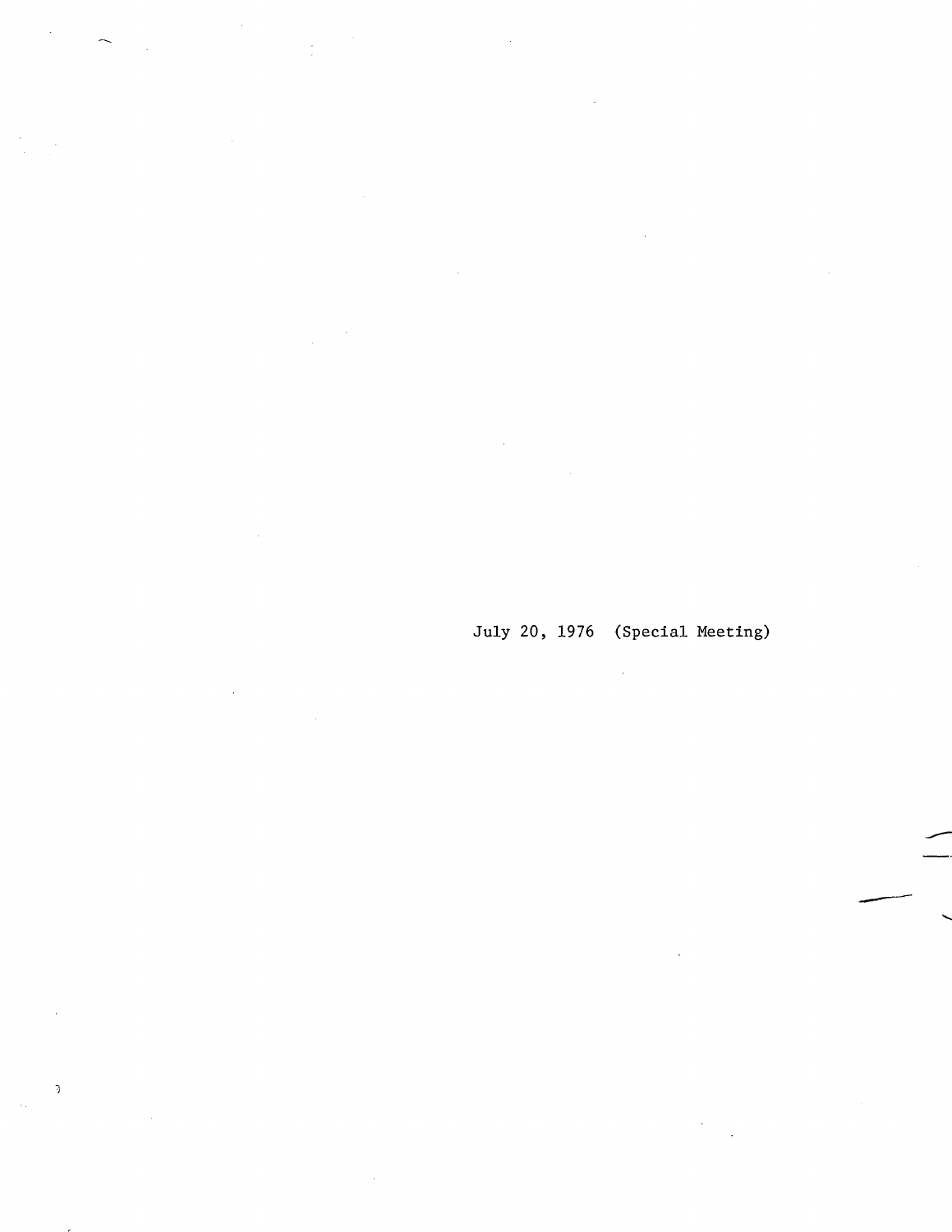July 20, 1976 (Special Meeting)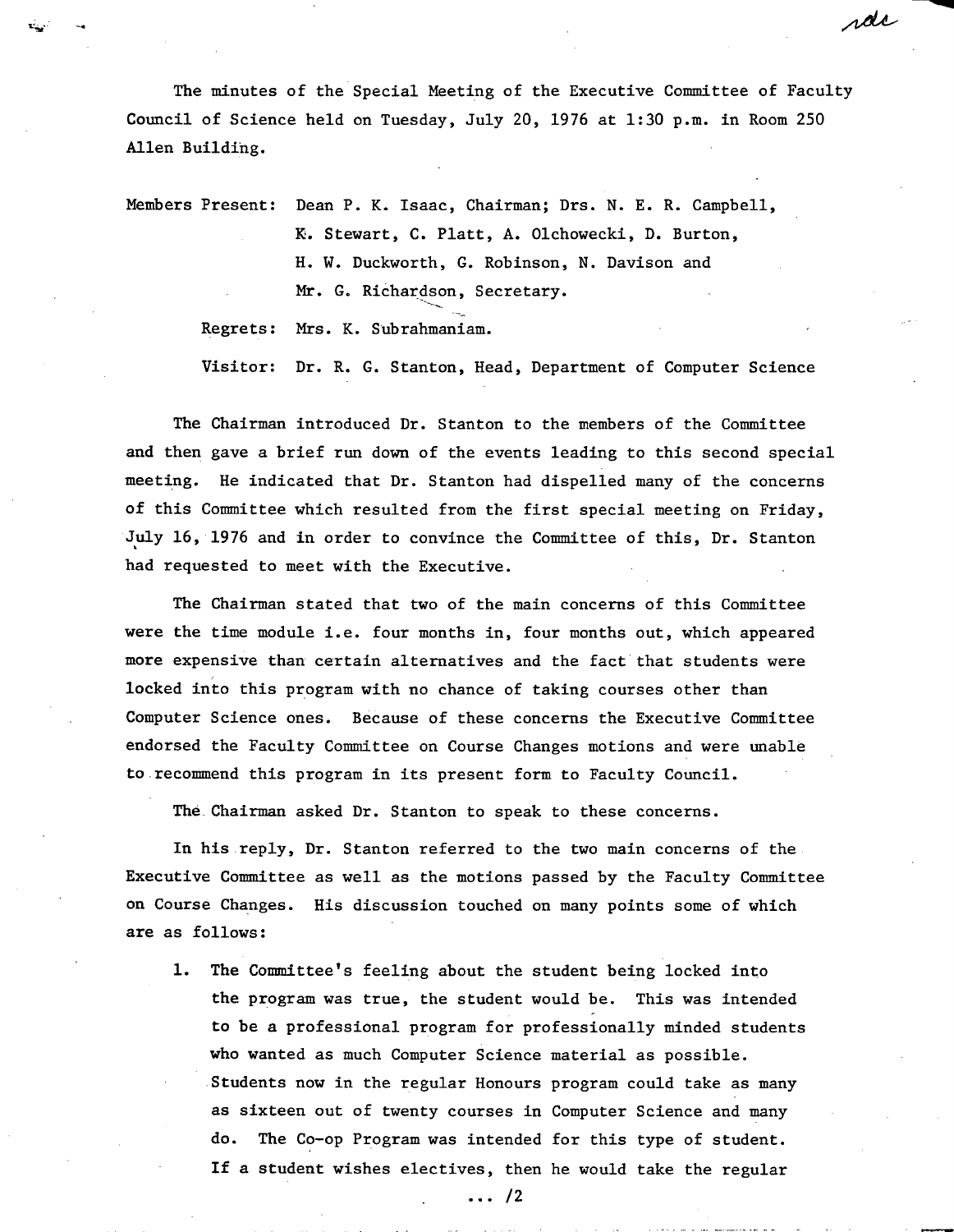The minutes of the Special Meeting of the Executive Committee of Faculty Council of Science held on Tuesday, July 20, 1976 at 1:30 p.m. in Room 250 Allen Building.

Members Present: Dean P. K. Isaac, Chairman; Drs. N. E. R. Campbell, K. Stewart, C. Platt, A. Olchowecki, D. Burton, H. W. Duckworth, G. Robinson, N. Davison and Mr. G. Richardson, Secretary.

Regrets: Mrs. K. Subrahmaniam.

Visitor: Dr. R. G. Stanton, Head, Department of Computer Science

The Chairman introduced Dr. Stanton to the members of the Committee and then gave a brief run down of the events leading to this second special meeting. He indicated that Dr. Stanton had dispelled many of the concerns of this Committee which resulted from the first special meeting on Friday, July 16, 1976 and in order to convince the Committee of this, Dr. Stanton had requested to meet with the Executive.

The Chairman stated that two of the main concerns of this Committee were the time module i.e. four months in, four months out, which appeared more expensive than certain alternatives and the fact that students were locked into this program with no chance of taking courses other than Computer Science ones. Because of these concerns the Executive Committee endorsed the Faculty Committee on Course Changes motions and were unable to recommend this program in its present form to Faculty Council.

The Chairman asked Dr. Stanton to speak to these concerns.

In his reply, Dr. Stanton referred to the two main concerns of the Executive Committee as well as the motions passed by the Faculty Committee on Course Changes. His discussion touched on many points some of which are as follows:

1. The Committee's feeling about the student being locked into the program was true, the student would be. This was intended to be a professional program for professionally minded students who wanted as much Computer Science material as possible. Students now in the regular Honours program could take as many as sixteen out of twenty courses in Computer Science and many do. The Co-op Program was intended for this type of student. If a student wishes electives, then he would take the regular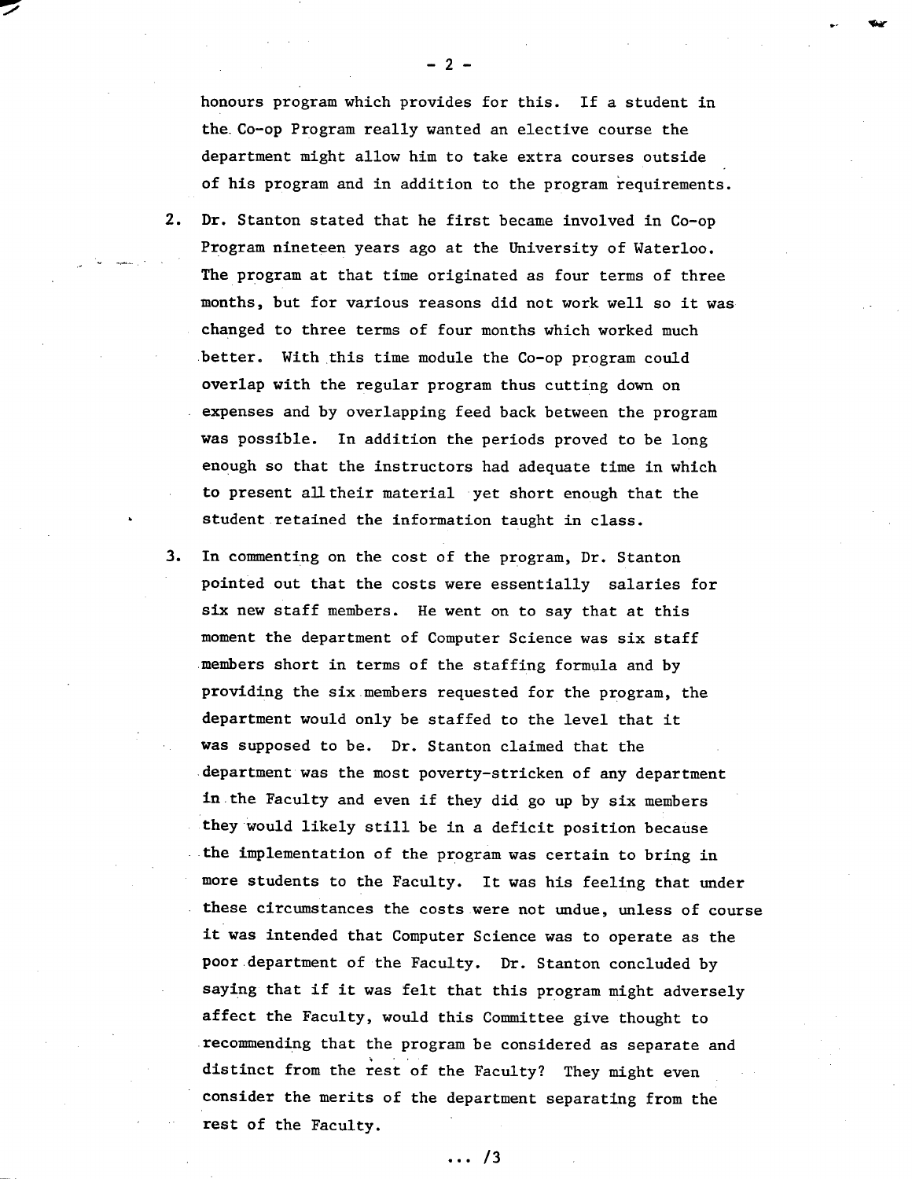honours program which provides for this. If a student in the Co-op Program really wanted an elective course the department might allow him to take extra courses outside of his program and in addition to the program requirements.

2. Dr. Stanton stated that he first became involved in Co-op Program nineteen years ago at the University of Waterloo. The program at that time originated as four terms of three months, but for various reasons did not work well so it was changed to three terms of four months which worked much better. With this time module the Co-op program could overlap with the regular program thus cutting down on expenses and by overlapping feed back between the program was possible. In addition the periods proved to be long enough so that the instructors had adequate time in which to present all their material yet short enough that the student retained the information taught in class.

3. In commenting on the cost of the program, Dr. Stanton pointed out that the costs were essentially salaries for six new staff members. He went on to say that at this moment the department of Computer Science was six staff members short in terms of the staffing formula and by providing the six members requested for the program, the department would only be staffed to the level that it was supposed to be. Dr. Stanton claimed that the department was the most poverty-stricken of any department in the Faculty and even if they did go up by six members they would likely still be in a deficit position because the implementation of the program was certain to bring in more students to the Faculty. It was his feeling that under these circumstances the costs were not undue, unless of course it was intended that Computer Science was to operate as the poor department of the Faculty. Dr. Stanton concluded by saying that if it was felt that this program might adversely affect the Faculty, would this Committee give thought to recommending that the program be considered as separate and distinct from the rest of the Faculty? They might even consider the merits of the department separating from the rest of the Faculty.

... /3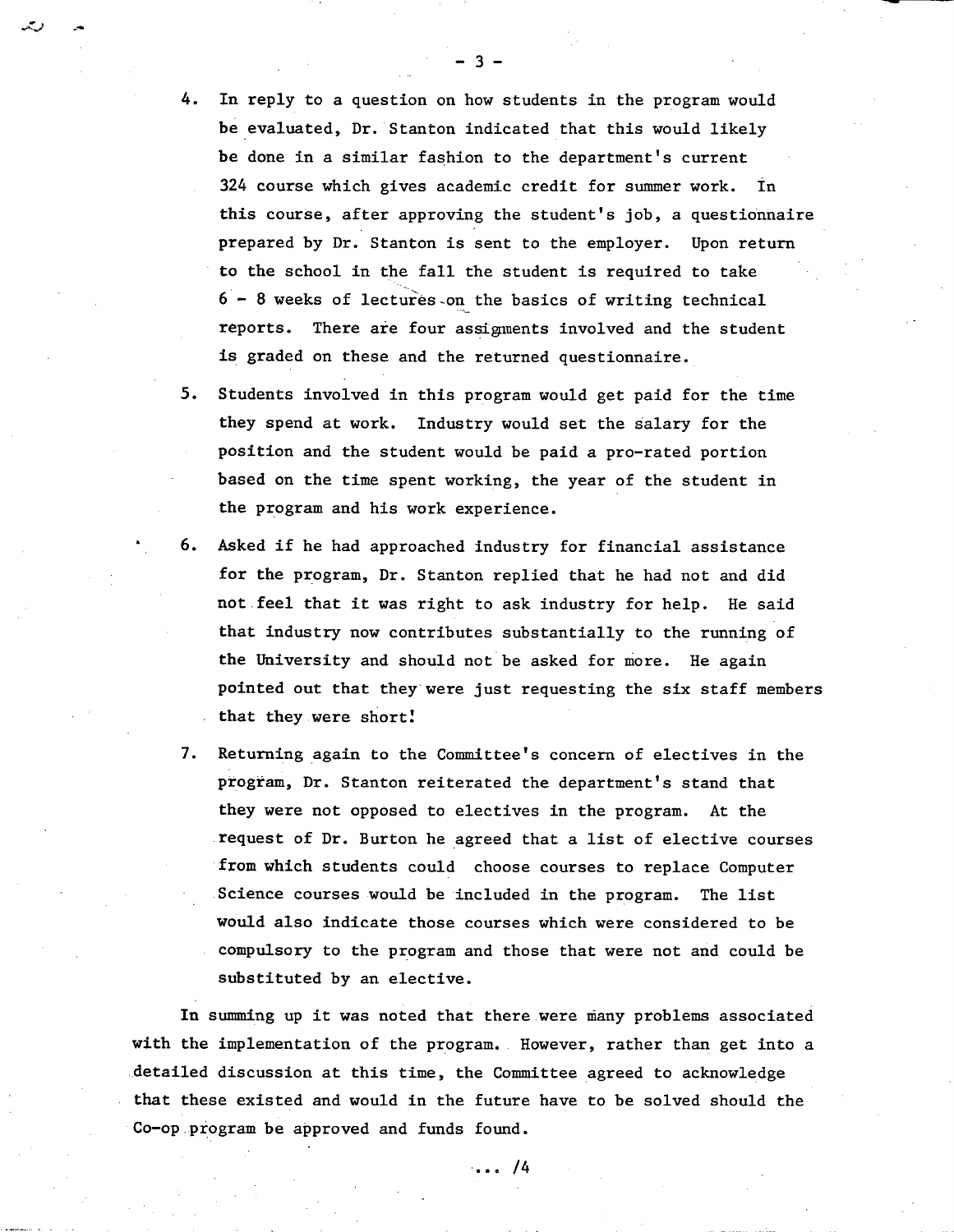4. In reply to a question on how students in the program would be evaluated, Dr. Stanton indicated that this would likely be done in a similar fashion to the department's current 324 course which gives academic credit for summer work. In this course, after approving the student's job, a questionnaire prepared by Dr. Stanton is sent to the employer. Upon return to the school in the fall the student is required to take 6 - 8 weeks of lectures on the basics of writing technical reports. There are four assigments involved and the student is graded on these and the returned questionnaire.

5. Students involved in this program would get paid for the time they spend at work. Industry would set the salary for the position and the student would be paid a pro-rated portion based on the time spent working, the year of the student in the program and his work experience.

6. Asked if he had approached industry for financial assistance for the program, Dr. Stanton replied that he had not and did not feel that it was right to ask industry for help. He said that industry now contributes substantially to the running of the University and should not be asked for more. He again pointed out that they were just requesting the six staff members that they were short!

7. Returning again to the Committee's concern of electives in the program, Dr. Stanton reiterated the department's stand that they were not opposed to electives in the program. At the request of Dr. Burton he agreed that a list of elective courses from which students could choose courses to replace Computer Science courses would be included in the program. The list would also indicate those courses which were considered to be compulsory to the program and those that were not and could be substituted by an elective.

In summing up it was noted that there were many problems associated with the implementation of the program. However, rather than get into a detailed discussion at this time, the Committee agreed to acknowledge that these existed and would in the future have to be solved should the Co-op program be approved and funds found.

... /4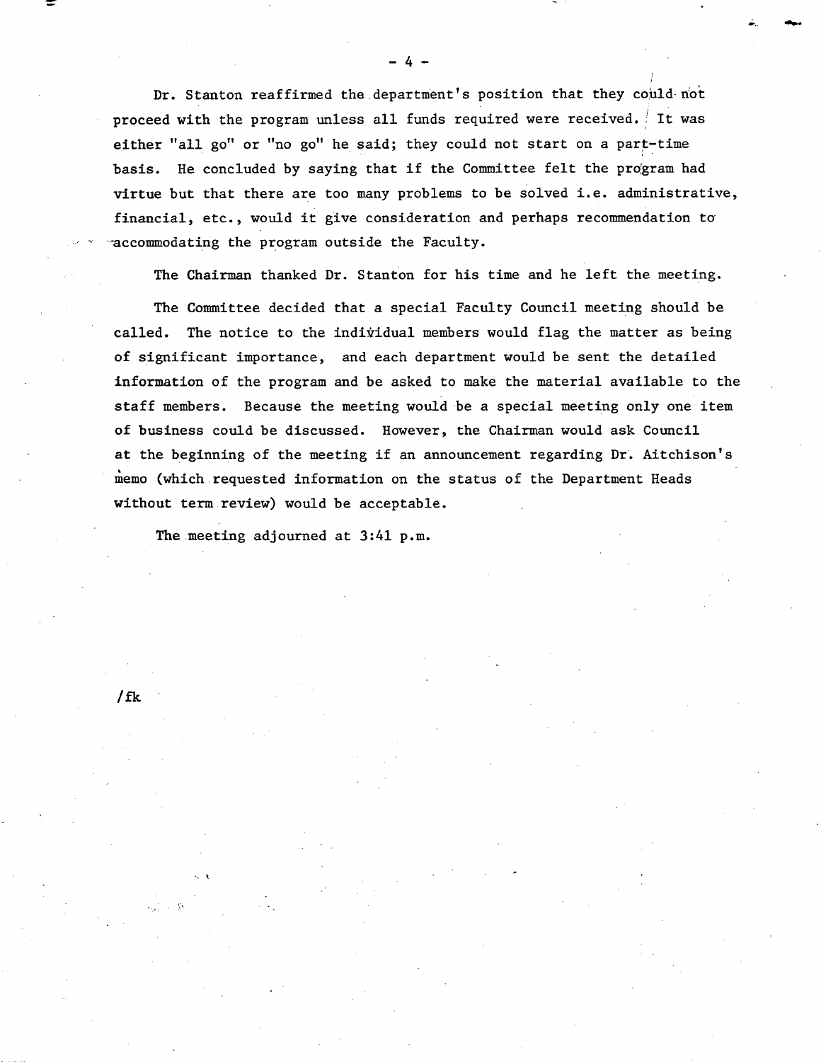Dr. Stanton reaffirmed the department's position that they could not proceed with the program unless all funds required were received. It was either "all go" or "no go" he said; they could not start on a part-time basis. He concluded by saying that if the Committee felt the program had virtue but that there are too many problems to be solved i.e. administrative, financial, etc., would it give consideration and perhaps recommendation to accommodating the program outside the Faculty.

The Chairman thanked Dr. Stanton for his time and he left the meeting.

The Committee decided that a special Faculty Council meeting should be called. The notice to the individual members would flag the matter as being of significant importance, and each department would be sent the detailed information of the program and be asked to make the material available to the staff members. Because the meeting would be a special meeting only one item of business could be discussed. However, the Chairman would ask Council at the beginning of the meeting if an announcement regarding Dr. Aitchison's memo (which requested information on the status of the Department Heads without term review) would be acceptable.

The meeting adjourned at 3:41 p.m.

/fk